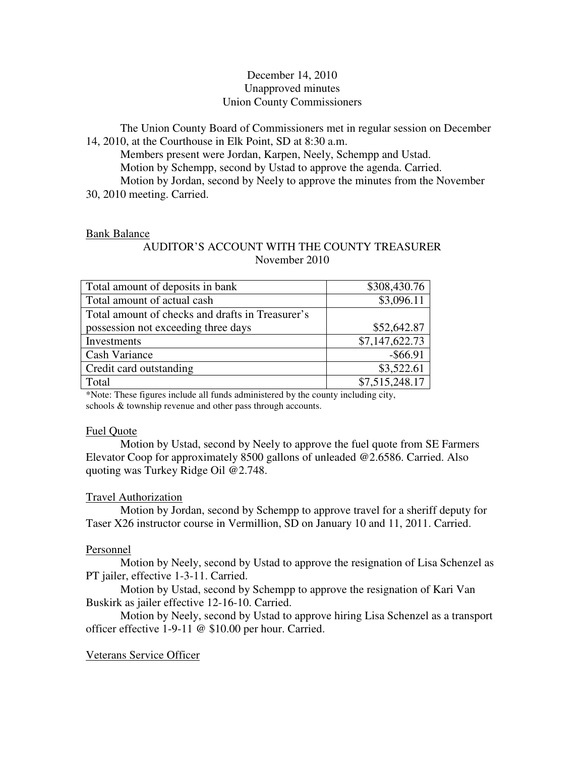December 14, 2010
Unapproved minutes
Union County Commissioners

The Union County Board of Commissioners met in regular session on December 14, 2010, at the Courthouse in Elk Point, SD at 8:30 a.m.

Members present were Jordan, Karpen, Neely, Schempp and Ustad.

Motion by Schempp, second by Ustad to approve the agenda. Carried.

Motion by Jordan, second by Neely to approve the minutes from the November 30, 2010 meeting. Carried.

Bank Balance

AUDITOR'S ACCOUNT WITH THE COUNTY TREASURER
November 2010

| | |
|---|---:|
| Total amount of deposits in bank | $308,430.76 |
| Total amount of actual cash | $3,096.11 |
| Total amount of checks and drafts in Treasurer's possession not exceeding three days | $52,642.87 |
| Investments | $7,147,622.73 |
| Cash Variance | -$66.91 |
| Credit card outstanding | $3,522.61 |
| Total | $7,515,248.17 |

*Note: These figures include all funds administered by the county including city, schools & township revenue and other pass through accounts.

Fuel Quote

Motion by Ustad, second by Neely to approve the fuel quote from SE Farmers Elevator Coop for approximately 8500 gallons of unleaded @2.6586. Carried. Also quoting was Turkey Ridge Oil @2.748.

Travel Authorization

Motion by Jordan, second by Schempp to approve travel for a sheriff deputy for Taser X26 instructor course in Vermillion, SD on January 10 and 11, 2011. Carried.

Personnel

Motion by Neely, second by Ustad to approve the resignation of Lisa Schenzel as PT jailer, effective 1-3-11. Carried.

Motion by Ustad, second by Schempp to approve the resignation of Kari Van Buskirk as jailer effective 12-16-10. Carried.

Motion by Neely, second by Ustad to approve hiring Lisa Schenzel as a transport officer effective 1-9-11 @ $10.00 per hour. Carried.

Veterans Service Officer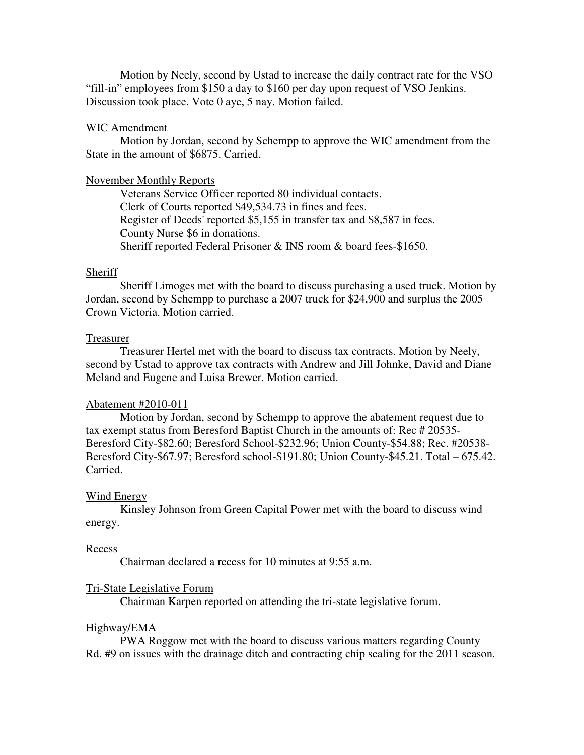Motion by Neely, second by Ustad to increase the daily contract rate for the VSO "fill-in" employees from $150 a day to $160 per day upon request of VSO Jenkins. Discussion took place. Vote 0 aye, 5 nay. Motion failed.

<u>WIC Amendment</u>

Motion by Jordan, second by Schempp to approve the WIC amendment from the State in the amount of $6875. Carried.

<u>November Monthly Reports</u>

Veterans Service Officer reported 80 individual contacts.  
Clerk of Courts reported $49,534.73 in fines and fees.  
Register of Deeds' reported $5,155 in transfer tax and $8,587 in fees.  
County Nurse $6 in donations.  
Sheriff reported Federal Prisoner & INS room & board fees-$1650.

<u>Sheriff</u>

Sheriff Limoges met with the board to discuss purchasing a used truck. Motion by Jordan, second by Schempp to purchase a 2007 truck for $24,900 and surplus the 2005 Crown Victoria. Motion carried.

<u>Treasurer</u>

Treasurer Hertel met with the board to discuss tax contracts. Motion by Neely, second by Ustad to approve tax contracts with Andrew and Jill Johnke, David and Diane Meland and Eugene and Luisa Brewer. Motion carried.

<u>Abatement #2010-011</u>

Motion by Jordan, second by Schempp to approve the abatement request due to tax exempt status from Beresford Baptist Church in the amounts of: Rec # 20535-Beresford City-$82.60; Beresford School-$232.96; Union County-$54.88; Rec. #20538-Beresford City-$67.97; Beresford school-$191.80; Union County-$45.21. Total – 675.42. Carried.

<u>Wind Energy</u>

Kinsley Johnson from Green Capital Power met with the board to discuss wind energy.

<u>Recess</u>

Chairman declared a recess for 10 minutes at 9:55 a.m.

<u>Tri-State Legislative Forum</u>

Chairman Karpen reported on attending the tri-state legislative forum.

<u>Highway/EMA</u>

PWA Roggow met with the board to discuss various matters regarding County Rd. #9 on issues with the drainage ditch and contracting chip sealing for the 2011 season.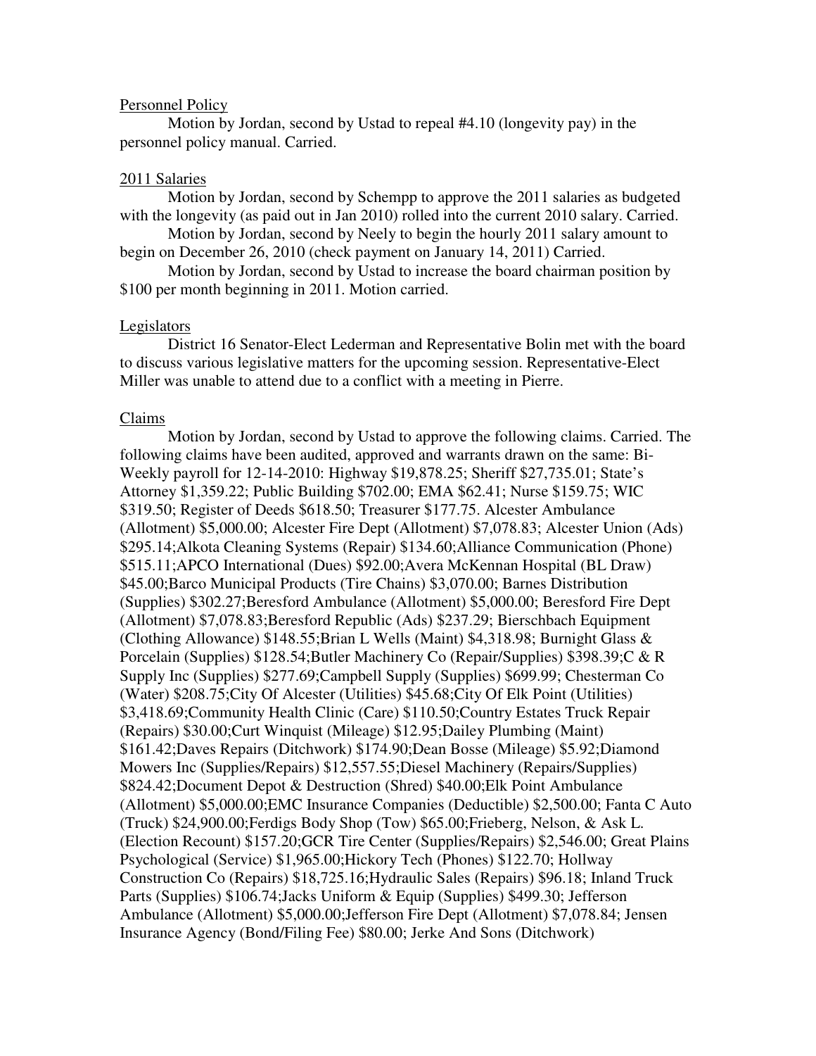Personnel Policy

Motion by Jordan, second by Ustad to repeal #4.10 (longevity pay) in the personnel policy manual. Carried.

2011 Salaries

Motion by Jordan, second by Schempp to approve the 2011 salaries as budgeted with the longevity (as paid out in Jan 2010) rolled into the current 2010 salary. Carried.

Motion by Jordan, second by Neely to begin the hourly 2011 salary amount to begin on December 26, 2010 (check payment on January 14, 2011) Carried.

Motion by Jordan, second by Ustad to increase the board chairman position by $100 per month beginning in 2011. Motion carried.

Legislators

District 16 Senator-Elect Lederman and Representative Bolin met with the board to discuss various legislative matters for the upcoming session. Representative-Elect Miller was unable to attend due to a conflict with a meeting in Pierre.

Claims

Motion by Jordan, second by Ustad to approve the following claims. Carried. The following claims have been audited, approved and warrants drawn on the same: Bi-Weekly payroll for 12-14-2010: Highway $19,878.25; Sheriff $27,735.01; State's Attorney $1,359.22; Public Building $702.00; EMA $62.41; Nurse $159.75; WIC $319.50; Register of Deeds $618.50; Treasurer $177.75. Alcester Ambulance (Allotment) $5,000.00; Alcester Fire Dept (Allotment) $7,078.83; Alcester Union (Ads) $295.14;Alkota Cleaning Systems (Repair) $134.60;Alliance Communication (Phone) $515.11;APCO International (Dues) $92.00;Avera McKennan Hospital (BL Draw) $45.00;Barco Municipal Products (Tire Chains) $3,070.00; Barnes Distribution (Supplies) $302.27;Beresford Ambulance (Allotment) $5,000.00; Beresford Fire Dept (Allotment) $7,078.83;Beresford Republic (Ads) $237.29; Bierschbach Equipment (Clothing Allowance) $148.55;Brian L Wells (Maint) $4,318.98; Burnight Glass & Porcelain (Supplies) $128.54;Butler Machinery Co (Repair/Supplies) $398.39;C & R Supply Inc (Supplies) $277.69;Campbell Supply (Supplies) $699.99; Chesterman Co (Water) $208.75;City Of Alcester (Utilities) $45.68;City Of Elk Point (Utilities) $3,418.69;Community Health Clinic (Care) $110.50;Country Estates Truck Repair (Repairs) $30.00;Curt Winquist (Mileage) $12.95;Dailey Plumbing (Maint) $161.42;Daves Repairs (Ditchwork) $174.90;Dean Bosse (Mileage) $5.92;Diamond Mowers Inc (Supplies/Repairs) $12,557.55;Diesel Machinery (Repairs/Supplies) $824.42;Document Depot & Destruction (Shred) $40.00;Elk Point Ambulance (Allotment) $5,000.00;EMC Insurance Companies (Deductible) $2,500.00; Fanta C Auto (Truck) $24,900.00;Ferdigs Body Shop (Tow) $65.00;Frieberg, Nelson, & Ask L. (Election Recount) $157.20;GCR Tire Center (Supplies/Repairs) $2,546.00; Great Plains Psychological (Service) $1,965.00;Hickory Tech (Phones) $122.70; Hollway Construction Co (Repairs) $18,725.16;Hydraulic Sales (Repairs) $96.18; Inland Truck Parts (Supplies) $106.74;Jacks Uniform & Equip (Supplies) $499.30; Jefferson Ambulance (Allotment) $5,000.00;Jefferson Fire Dept (Allotment) $7,078.84; Jensen Insurance Agency (Bond/Filing Fee) $80.00; Jerke And Sons (Ditchwork)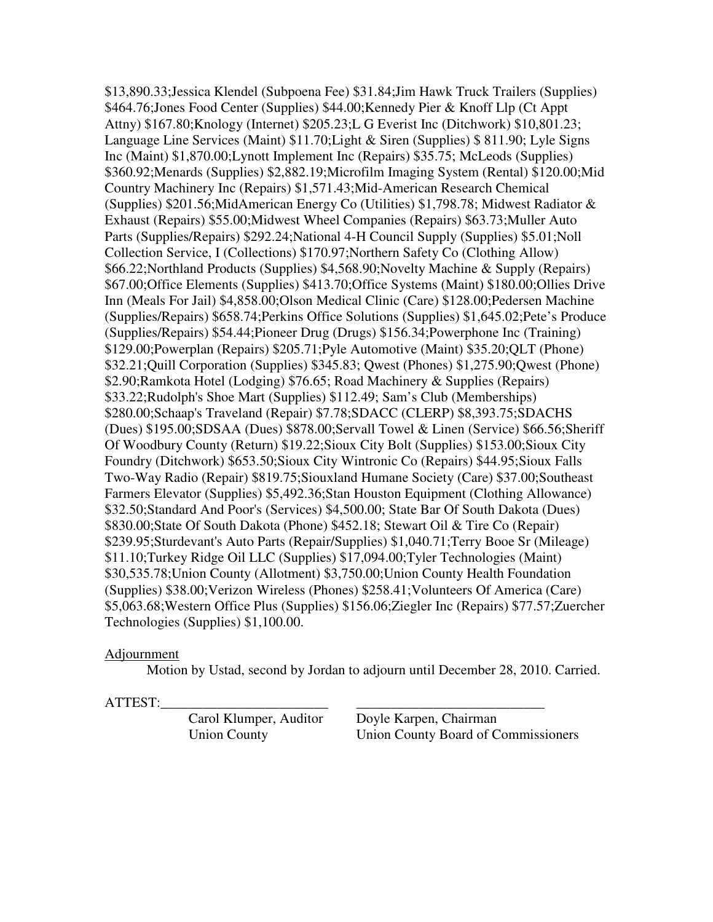$13,890.33;Jessica Klendel (Subpoena Fee) $31.84;Jim Hawk Truck Trailers (Supplies) $464.76;Jones Food Center (Supplies) $44.00;Kennedy Pier & Knoff Llp (Ct Appt Attny) $167.80;Knology (Internet) $205.23;L G Everist Inc (Ditchwork) $10,801.23; Language Line Services (Maint) $11.70;Light & Siren (Supplies) $ 811.90; Lyle Signs Inc (Maint) $1,870.00;Lynott Implement Inc (Repairs) $35.75; McLeods (Supplies) $360.92;Menards (Supplies) $2,882.19;Microfilm Imaging System (Rental) $120.00;Mid Country Machinery Inc (Repairs) $1,571.43;Mid-American Research Chemical (Supplies) $201.56;MidAmerican Energy Co (Utilities) $1,798.78; Midwest Radiator & Exhaust (Repairs) $55.00;Midwest Wheel Companies (Repairs) $63.73;Muller Auto Parts (Supplies/Repairs) $292.24;National 4-H Council Supply (Supplies) $5.01;Noll Collection Service, I (Collections) $170.97;Northern Safety Co (Clothing Allow) $66.22;Northland Products (Supplies) $4,568.90;Novelty Machine & Supply (Repairs) $67.00;Office Elements (Supplies) $413.70;Office Systems (Maint) $180.00;Ollies Drive Inn (Meals For Jail) $4,858.00;Olson Medical Clinic (Care) $128.00;Pedersen Machine (Supplies/Repairs) $658.74;Perkins Office Solutions (Supplies) $1,645.02;Pete's Produce (Supplies/Repairs) $54.44;Pioneer Drug (Drugs) $156.34;Powerphone Inc (Training) $129.00;Powerplan (Repairs) $205.71;Pyle Automotive (Maint) $35.20;QLT (Phone) $32.21;Quill Corporation (Supplies) $345.83; Qwest (Phones) $1,275.90;Qwest (Phone) $2.90;Ramkota Hotel (Lodging) $76.65; Road Machinery & Supplies (Repairs) $33.22;Rudolph's Shoe Mart (Supplies) $112.49; Sam's Club (Memberships) $280.00;Schaap's Traveland (Repair) $7.78;SDACC (CLERP) $8,393.75;SDACHS (Dues) $195.00;SDSAA (Dues) $878.00;Servall Towel & Linen (Service) $66.56;Sheriff Of Woodbury County (Return) $19.22;Sioux City Bolt (Supplies) $153.00;Sioux City Foundry (Ditchwork) $653.50;Sioux City Wintronic Co (Repairs) $44.95;Sioux Falls Two-Way Radio (Repair) $819.75;Siouxland Humane Society (Care) $37.00;Southeast Farmers Elevator (Supplies) $5,492.36;Stan Houston Equipment (Clothing Allowance) $32.50;Standard And Poor's (Services) $4,500.00; State Bar Of South Dakota (Dues) $830.00;State Of South Dakota (Phone) $452.18; Stewart Oil & Tire Co (Repair) $239.95;Sturdevant's Auto Parts (Repair/Supplies) $1,040.71;Terry Booe Sr (Mileage) $11.10;Turkey Ridge Oil LLC (Supplies) $17,094.00;Tyler Technologies (Maint) $30,535.78;Union County (Allotment) $3,750.00;Union County Health Foundation (Supplies) $38.00;Verizon Wireless (Phones) $258.41;Volunteers Of America (Care) $5,063.68;Western Office Plus (Supplies) $156.06;Ziegler Inc (Repairs) $77.57;Zuercher Technologies (Supplies) $1,100.00.

Adjournment

Motion by Ustad, second by Jordan to adjourn until December 28, 2010. Carried.

ATTEST:________________________ ___________________________

Carol Klumper, Auditor
Union County

Doyle Karpen, Chairman
Union County Board of Commissioners